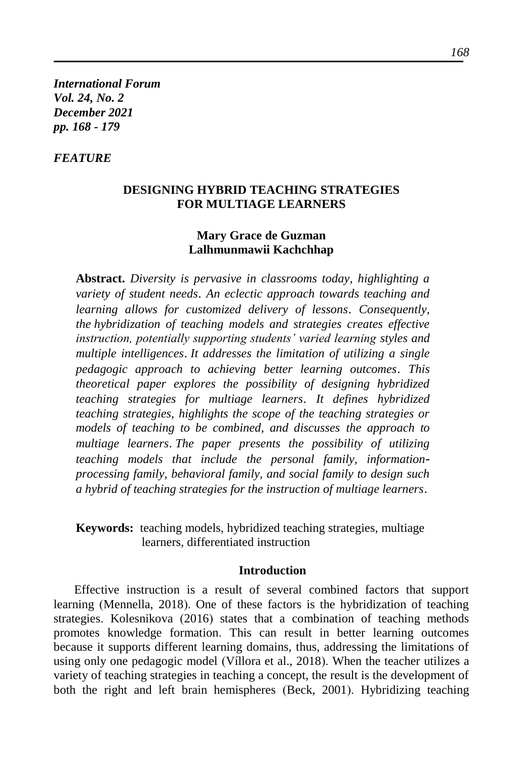*International Forum*
*Vol. 24, No. 2*
*December 2021*
*pp. 168 - 179*

*FEATURE*

# DESIGNING HYBRID TEACHING STRATEGIES FOR MULTIAGE LEARNERS

**Mary Grace de Guzman**
**Lalhmunmawii Kachchhap**

**Abstract.** *Diversity is pervasive in classrooms today, highlighting a variety of student needs. An eclectic approach towards teaching and learning allows for customized delivery of lessons. Consequently, the hybridization of teaching models and strategies creates effective instruction, potentially supporting students' varied learning styles and multiple intelligences. It addresses the limitation of utilizing a single pedagogic approach to achieving better learning outcomes. This theoretical paper explores the possibility of designing hybridized teaching strategies for multiage learners. It defines hybridized teaching strategies, highlights the scope of the teaching strategies or models of teaching to be combined, and discusses the approach to multiage learners. The paper presents the possibility of utilizing teaching models that include the personal family, information-processing family, behavioral family, and social family to design such a hybrid of teaching strategies for the instruction of multiage learners.*

**Keywords:** teaching models, hybridized teaching strategies, multiage learners, differentiated instruction

## Introduction

Effective instruction is a result of several combined factors that support learning (Mennella, 2018). One of these factors is the hybridization of teaching strategies. Kolesnikova (2016) states that a combination of teaching methods promotes knowledge formation. This can result in better learning outcomes because it supports different learning domains, thus, addressing the limitations of using only one pedagogic model (Víllora et al., 2018). When the teacher utilizes a variety of teaching strategies in teaching a concept, the result is the development of both the right and left brain hemispheres (Beck, 2001). Hybridizing teaching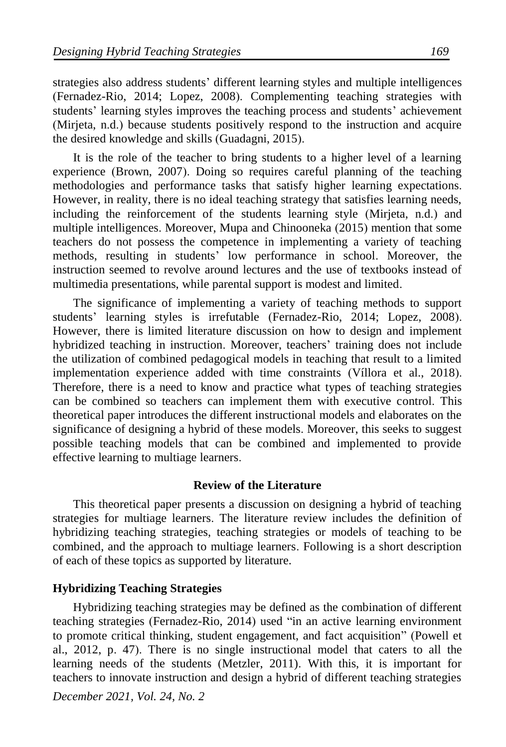strategies also address students' different learning styles and multiple intelligences (Fernadez-Rio, 2014; Lopez, 2008). Complementing teaching strategies with students' learning styles improves the teaching process and students' achievement (Mirjeta, n.d.) because students positively respond to the instruction and acquire the desired knowledge and skills (Guadagni, 2015).

It is the role of the teacher to bring students to a higher level of a learning experience (Brown, 2007). Doing so requires careful planning of the teaching methodologies and performance tasks that satisfy higher learning expectations. However, in reality, there is no ideal teaching strategy that satisfies learning needs, including the reinforcement of the students learning style (Mirjeta, n.d.) and multiple intelligences. Moreover, Mupa and Chinooneka (2015) mention that some teachers do not possess the competence in implementing a variety of teaching methods, resulting in students' low performance in school. Moreover, the instruction seemed to revolve around lectures and the use of textbooks instead of multimedia presentations, while parental support is modest and limited.

The significance of implementing a variety of teaching methods to support students' learning styles is irrefutable (Fernadez-Rio, 2014; Lopez, 2008). However, there is limited literature discussion on how to design and implement hybridized teaching in instruction. Moreover, teachers' training does not include the utilization of combined pedagogical models in teaching that result to a limited implementation experience added with time constraints (Víllora et al., 2018). Therefore, there is a need to know and practice what types of teaching strategies can be combined so teachers can implement them with executive control. This theoretical paper introduces the different instructional models and elaborates on the significance of designing a hybrid of these models. Moreover, this seeks to suggest possible teaching models that can be combined and implemented to provide effective learning to multiage learners.

## Review of the Literature

This theoretical paper presents a discussion on designing a hybrid of teaching strategies for multiage learners. The literature review includes the definition of hybridizing teaching strategies, teaching strategies or models of teaching to be combined, and the approach to multiage learners. Following is a short description of each of these topics as supported by literature.

### Hybridizing Teaching Strategies

Hybridizing teaching strategies may be defined as the combination of different teaching strategies (Fernadez-Rio, 2014) used "in an active learning environment to promote critical thinking, student engagement, and fact acquisition" (Powell et al., 2012, p. 47). There is no single instructional model that caters to all the learning needs of the students (Metzler, 2011). With this, it is important for teachers to innovate instruction and design a hybrid of different teaching strategies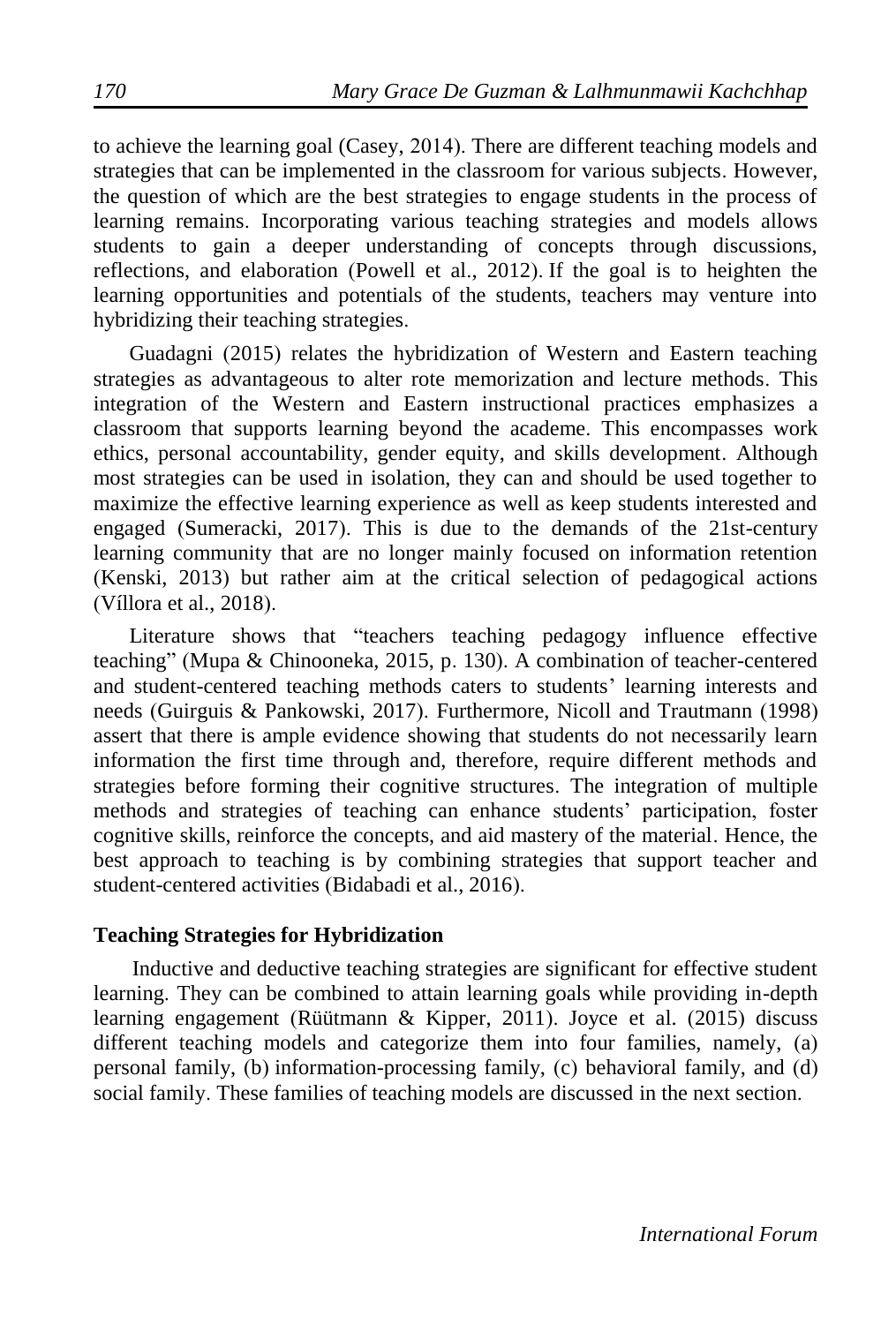to achieve the learning goal (Casey, 2014). There are different teaching models and strategies that can be implemented in the classroom for various subjects. However, the question of which are the best strategies to engage students in the process of learning remains. Incorporating various teaching strategies and models allows students to gain a deeper understanding of concepts through discussions, reflections, and elaboration (Powell et al., 2012). If the goal is to heighten the learning opportunities and potentials of the students, teachers may venture into hybridizing their teaching strategies.

Guadagni (2015) relates the hybridization of Western and Eastern teaching strategies as advantageous to alter rote memorization and lecture methods. This integration of the Western and Eastern instructional practices emphasizes a classroom that supports learning beyond the academe. This encompasses work ethics, personal accountability, gender equity, and skills development. Although most strategies can be used in isolation, they can and should be used together to maximize the effective learning experience as well as keep students interested and engaged (Sumeracki, 2017). This is due to the demands of the 21st-century learning community that are no longer mainly focused on information retention (Kenski, 2013) but rather aim at the critical selection of pedagogical actions (Víllora et al., 2018).

Literature shows that "teachers teaching pedagogy influence effective teaching" (Mupa & Chinooneka, 2015, p. 130). A combination of teacher-centered and student-centered teaching methods caters to students' learning interests and needs (Guirguis & Pankowski, 2017). Furthermore, Nicoll and Trautmann (1998) assert that there is ample evidence showing that students do not necessarily learn information the first time through and, therefore, require different methods and strategies before forming their cognitive structures. The integration of multiple methods and strategies of teaching can enhance students' participation, foster cognitive skills, reinforce the concepts, and aid mastery of the material. Hence, the best approach to teaching is by combining strategies that support teacher and student-centered activities (Bidabadi et al., 2016).

**Teaching Strategies for Hybridization**

Inductive and deductive teaching strategies are significant for effective student learning. They can be combined to attain learning goals while providing in-depth learning engagement (Rüütmann & Kipper, 2011). Joyce et al. (2015) discuss different teaching models and categorize them into four families, namely, (a) personal family, (b) information-processing family, (c) behavioral family, and (d) social family. These families of teaching models are discussed in the next section.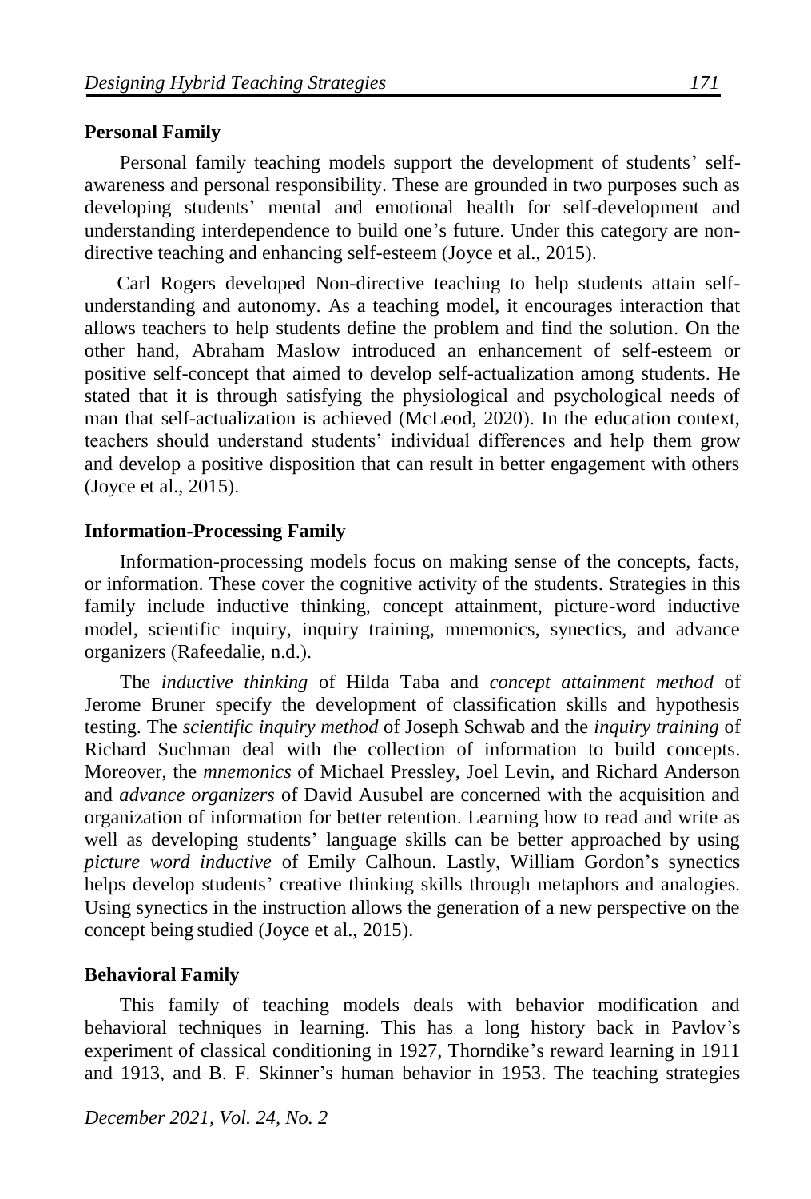### Personal Family

Personal family teaching models support the development of students' self-awareness and personal responsibility. These are grounded in two purposes such as developing students' mental and emotional health for self-development and understanding interdependence to build one's future. Under this category are non-directive teaching and enhancing self-esteem (Joyce et al., 2015).

Carl Rogers developed Non-directive teaching to help students attain self-understanding and autonomy. As a teaching model, it encourages interaction that allows teachers to help students define the problem and find the solution. On the other hand, Abraham Maslow introduced an enhancement of self-esteem or positive self-concept that aimed to develop self-actualization among students. He stated that it is through satisfying the physiological and psychological needs of man that self-actualization is achieved (McLeod, 2020). In the education context, teachers should understand students' individual differences and help them grow and develop a positive disposition that can result in better engagement with others (Joyce et al., 2015).

### Information-Processing Family

Information-processing models focus on making sense of the concepts, facts, or information. These cover the cognitive activity of the students. Strategies in this family include inductive thinking, concept attainment, picture-word inductive model, scientific inquiry, inquiry training, mnemonics, synectics, and advance organizers (Rafeedalie, n.d.).

The *inductive thinking* of Hilda Taba and *concept attainment method* of Jerome Bruner specify the development of classification skills and hypothesis testing. The *scientific inquiry method* of Joseph Schwab and the *inquiry training* of Richard Suchman deal with the collection of information to build concepts. Moreover, the *mnemonics* of Michael Pressley, Joel Levin, and Richard Anderson and *advance organizers* of David Ausubel are concerned with the acquisition and organization of information for better retention. Learning how to read and write as well as developing students' language skills can be better approached by using *picture word inductive* of Emily Calhoun. Lastly, William Gordon's synectics helps develop students' creative thinking skills through metaphors and analogies. Using synectics in the instruction allows the generation of a new perspective on the concept being studied (Joyce et al., 2015).

### Behavioral Family

This family of teaching models deals with behavior modification and behavioral techniques in learning. This has a long history back in Pavlov's experiment of classical conditioning in 1927, Thorndike's reward learning in 1911 and 1913, and B. F. Skinner's human behavior in 1953. The teaching strategies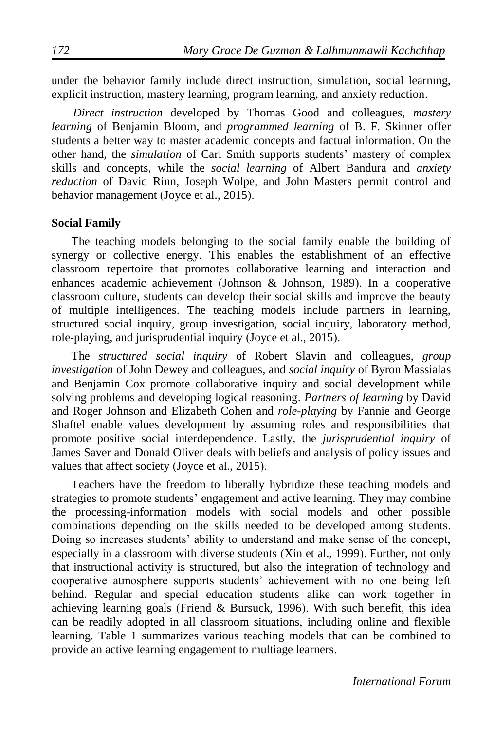under the behavior family include direct instruction, simulation, social learning, explicit instruction, mastery learning, program learning, and anxiety reduction.

*Direct instruction* developed by Thomas Good and colleagues, *mastery learning* of Benjamin Bloom, and *programmed learning* of B. F. Skinner offer students a better way to master academic concepts and factual information. On the other hand, the *simulation* of Carl Smith supports students' mastery of complex skills and concepts, while the *social learning* of Albert Bandura and *anxiety reduction* of David Rinn, Joseph Wolpe, and John Masters permit control and behavior management (Joyce et al., 2015).

**Social Family**

The teaching models belonging to the social family enable the building of synergy or collective energy. This enables the establishment of an effective classroom repertoire that promotes collaborative learning and interaction and enhances academic achievement (Johnson & Johnson, 1989). In a cooperative classroom culture, students can develop their social skills and improve the beauty of multiple intelligences. The teaching models include partners in learning, structured social inquiry, group investigation, social inquiry, laboratory method, role-playing, and jurisprudential inquiry (Joyce et al., 2015).

The *structured social inquiry* of Robert Slavin and colleagues, *group investigation* of John Dewey and colleagues, and *social inquiry* of Byron Massialas and Benjamin Cox promote collaborative inquiry and social development while solving problems and developing logical reasoning. *Partners of learning* by David and Roger Johnson and Elizabeth Cohen and *role-playing* by Fannie and George Shaftel enable values development by assuming roles and responsibilities that promote positive social interdependence. Lastly, the *jurisprudential inquiry* of James Saver and Donald Oliver deals with beliefs and analysis of policy issues and values that affect society (Joyce et al., 2015).

Teachers have the freedom to liberally hybridize these teaching models and strategies to promote students' engagement and active learning. They may combine the processing-information models with social models and other possible combinations depending on the skills needed to be developed among students. Doing so increases students' ability to understand and make sense of the concept, especially in a classroom with diverse students (Xin et al., 1999). Further, not only that instructional activity is structured, but also the integration of technology and cooperative atmosphere supports students' achievement with no one being left behind. Regular and special education students alike can work together in achieving learning goals (Friend & Bursuck, 1996). With such benefit, this idea can be readily adopted in all classroom situations, including online and flexible learning. Table 1 summarizes various teaching models that can be combined to provide an active learning engagement to multiage learners.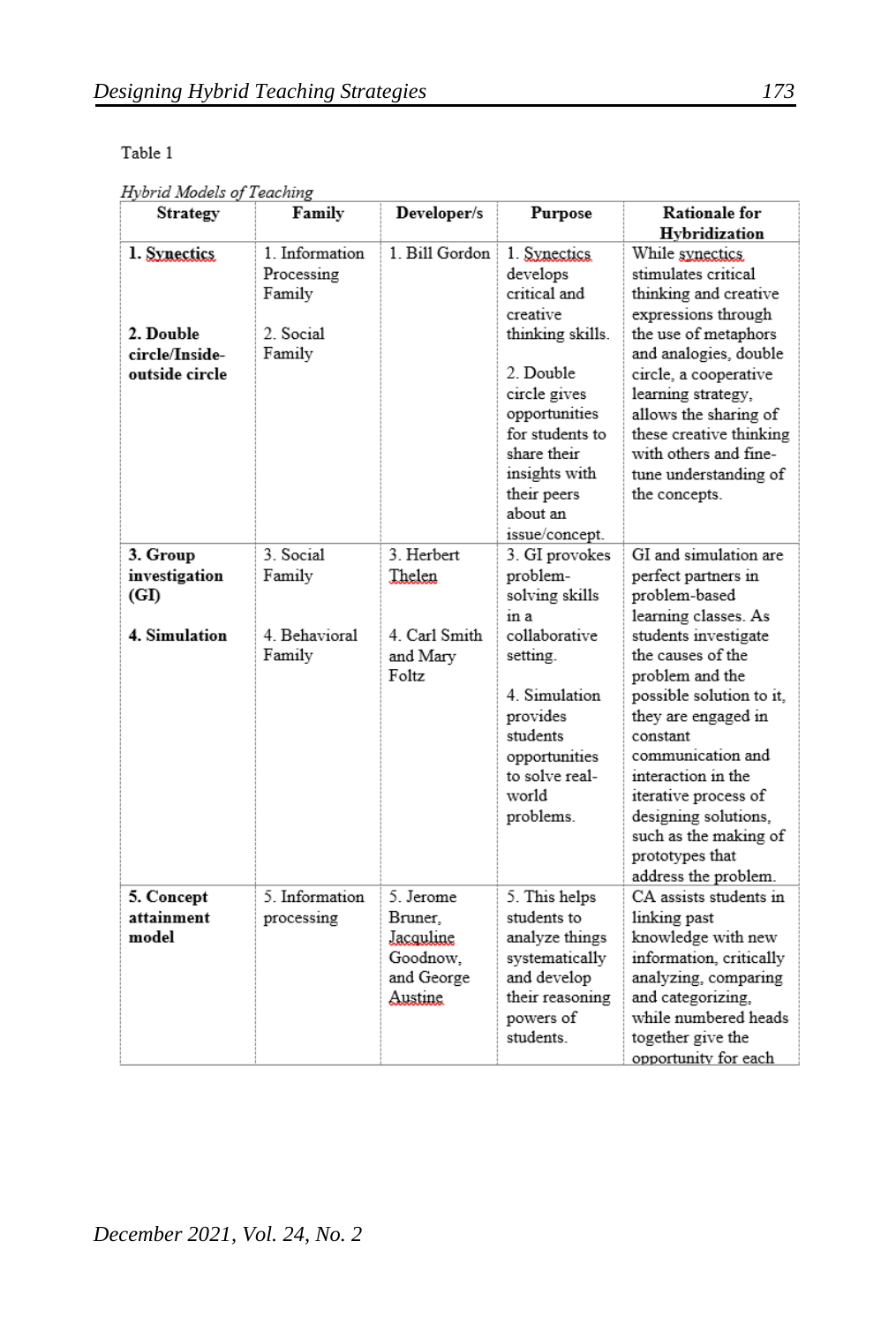Table 1

*Hybrid Models of Teaching*

| Strategy | Family | Developer/s | Purpose | Rationale for Hybridization |
|---|---|---|---|---|
| **1. Synectics**<br><br>**2. Double circle/Inside-outside circle** | 1. Information Processing Family<br><br>2. Social Family | 1. Bill Gordon | 1. Synectics develops critical and creative thinking skills.<br><br>2. Double circle gives opportunities for students to share their insights with their peers about an issue/concept. | While synectics stimulates critical thinking and creative expressions through the use of metaphors and analogies, double circle, a cooperative learning strategy, allows the sharing of these creative thinking with others and fine-tune understanding of the concepts. |
| **3. Group investigation (GI)**<br><br>**4. Simulation** | 3. Social Family<br><br>4. Behavioral Family | 3. Herbert Thelen<br><br>4. Carl Smith and Mary Foltz | 3. GI provokes problem-solving skills in a collaborative setting.<br><br>4. Simulation provides students opportunities to solve real-world problems. | GI and simulation are perfect partners in problem-based learning classes. As students investigate the causes of the problem and the possible solution to it, they are engaged in constant communication and interaction in the iterative process of designing solutions, such as the making of prototypes that address the problem. |
| **5. Concept attainment model** | 5. Information processing | 5. Jerome Bruner, Jacquline Goodnow, and George Austine | 5. This helps students to analyze things systematically and develop their reasoning powers of students. | CA assists students in linking past knowledge with new information, critically analyzing, comparing and categorizing, while numbered heads together give the opportunity for each |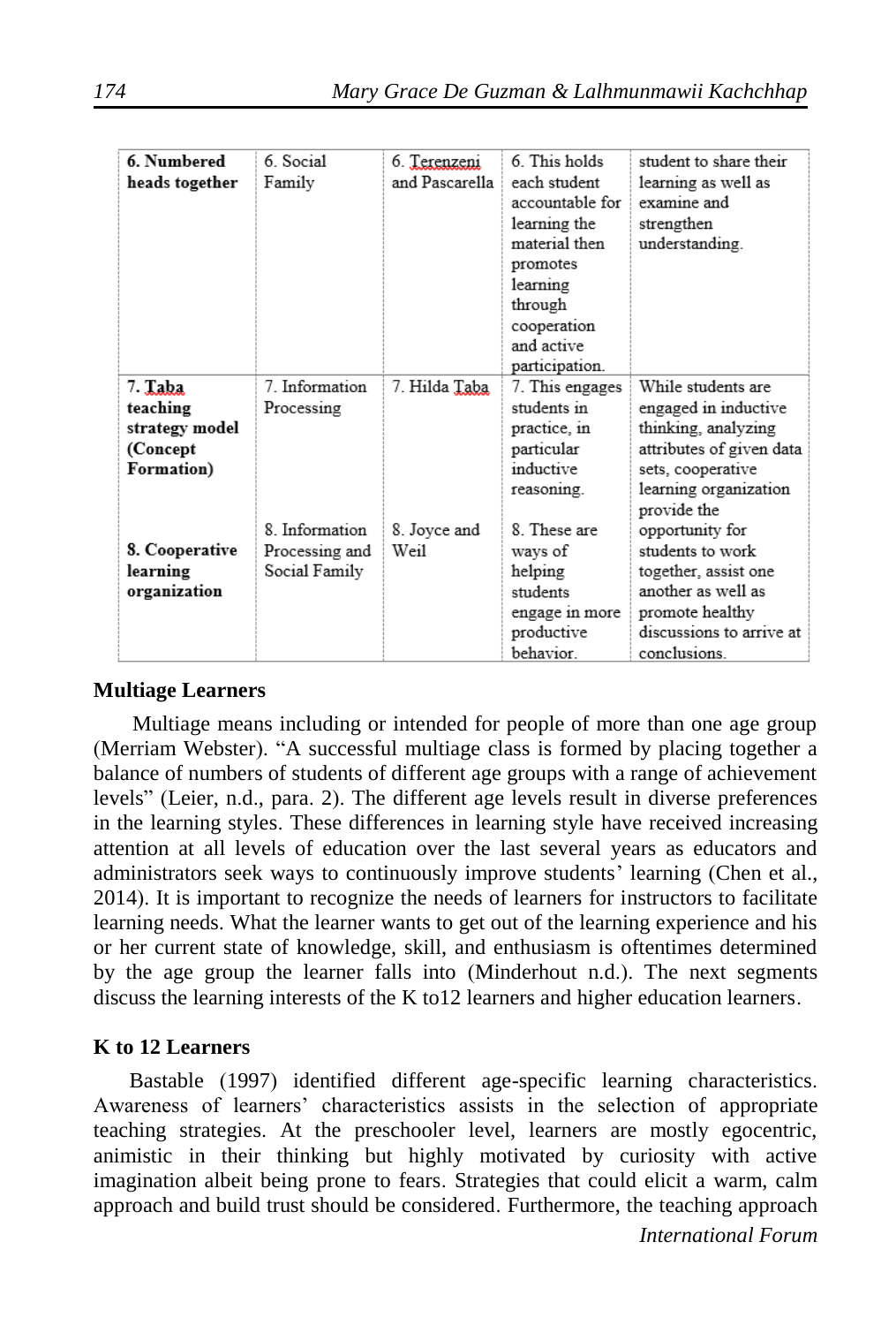| | | | | |
|---|---|---|---|---|
| **6. Numbered heads together** | 6. Social Family | 6. Terenzeni and Pascarella | 6. This holds each student accountable for learning the material then promotes learning through cooperation and active participation. | student to share their learning as well as examine and strengthen understanding. |
| **7. Taba teaching strategy model (Concept Formation)** | 7. Information Processing | 7. Hilda Taba | 7. This engages students in practice, in particular inductive reasoning. | While students are engaged in inductive thinking, analyzing attributes of given data sets, cooperative learning organization provide the opportunity for students to work together, assist one another as well as promote healthy discussions to arrive at conclusions. |
| **8. Cooperative learning organization** | 8. Information Processing and Social Family | 8. Joyce and Weil | 8. These are ways of helping students engage in more productive behavior. | |

### Multiage Learners

Multiage means including or intended for people of more than one age group (Merriam Webster). "A successful multiage class is formed by placing together a balance of numbers of students of different age groups with a range of achievement levels" (Leier, n.d., para. 2). The different age levels result in diverse preferences in the learning styles. These differences in learning style have received increasing attention at all levels of education over the last several years as educators and administrators seek ways to continuously improve students' learning (Chen et al., 2014). It is important to recognize the needs of learners for instructors to facilitate learning needs. What the learner wants to get out of the learning experience and his or her current state of knowledge, skill, and enthusiasm is oftentimes determined by the age group the learner falls into (Minderhout n.d.). The next segments discuss the learning interests of the K to12 learners and higher education learners.

### K to 12 Learners

Bastable (1997) identified different age-specific learning characteristics. Awareness of learners' characteristics assists in the selection of appropriate teaching strategies. At the preschooler level, learners are mostly egocentric, animistic in their thinking but highly motivated by curiosity with active imagination albeit being prone to fears. Strategies that could elicit a warm, calm approach and build trust should be considered. Furthermore, the teaching approach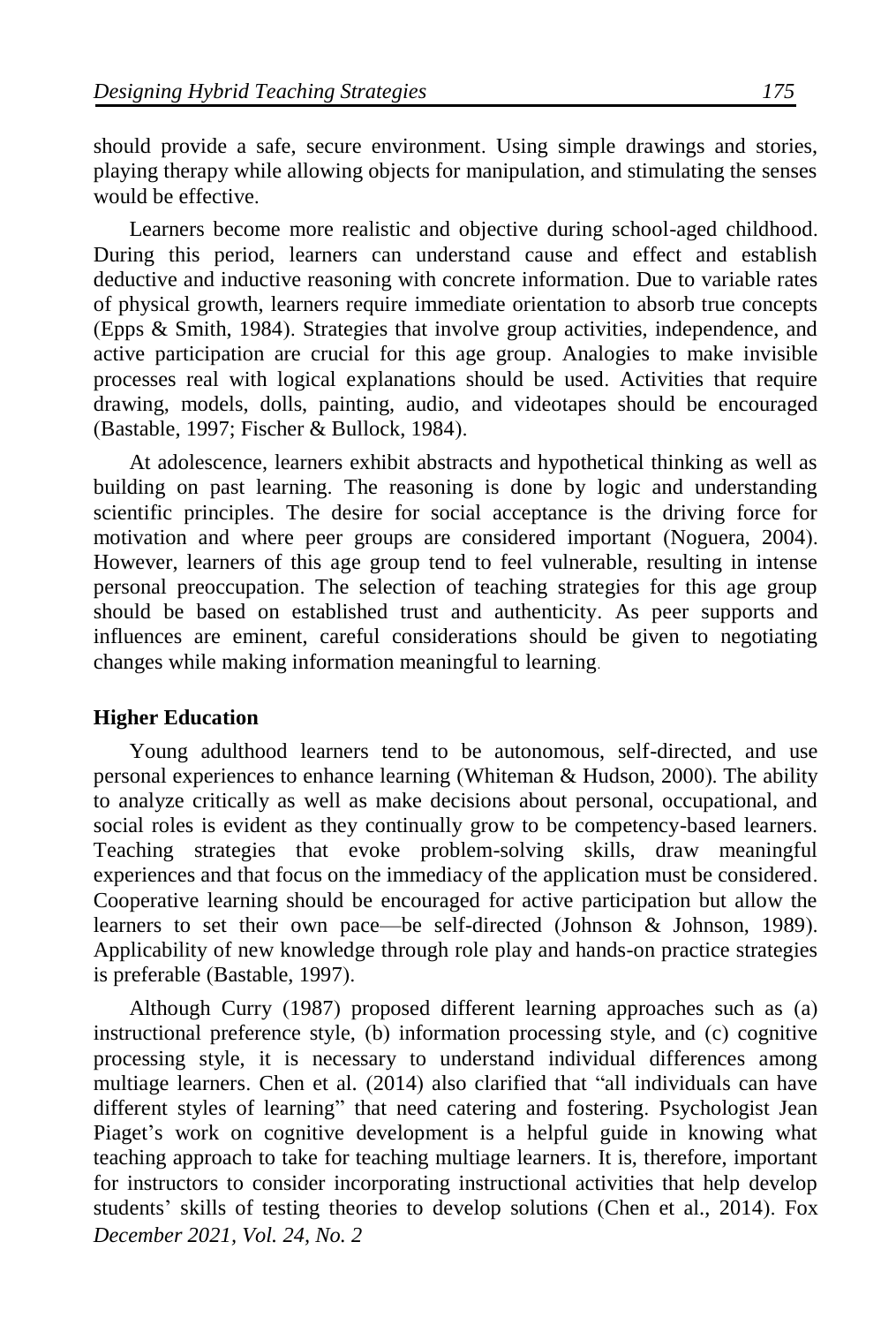should provide a safe, secure environment. Using simple drawings and stories, playing therapy while allowing objects for manipulation, and stimulating the senses would be effective.

Learners become more realistic and objective during school-aged childhood. During this period, learners can understand cause and effect and establish deductive and inductive reasoning with concrete information. Due to variable rates of physical growth, learners require immediate orientation to absorb true concepts (Epps & Smith, 1984). Strategies that involve group activities, independence, and active participation are crucial for this age group. Analogies to make invisible processes real with logical explanations should be used. Activities that require drawing, models, dolls, painting, audio, and videotapes should be encouraged (Bastable, 1997; Fischer & Bullock, 1984).

At adolescence, learners exhibit abstracts and hypothetical thinking as well as building on past learning. The reasoning is done by logic and understanding scientific principles. The desire for social acceptance is the driving force for motivation and where peer groups are considered important (Noguera, 2004). However, learners of this age group tend to feel vulnerable, resulting in intense personal preoccupation. The selection of teaching strategies for this age group should be based on established trust and authenticity. As peer supports and influences are eminent, careful considerations should be given to negotiating changes while making information meaningful to learning.

### Higher Education

Young adulthood learners tend to be autonomous, self-directed, and use personal experiences to enhance learning (Whiteman & Hudson, 2000). The ability to analyze critically as well as make decisions about personal, occupational, and social roles is evident as they continually grow to be competency-based learners. Teaching strategies that evoke problem-solving skills, draw meaningful experiences and that focus on the immediacy of the application must be considered. Cooperative learning should be encouraged for active participation but allow the learners to set their own pace—be self-directed (Johnson & Johnson, 1989). Applicability of new knowledge through role play and hands-on practice strategies is preferable (Bastable, 1997).

Although Curry (1987) proposed different learning approaches such as (a) instructional preference style, (b) information processing style, and (c) cognitive processing style, it is necessary to understand individual differences among multiage learners. Chen et al. (2014) also clarified that "all individuals can have different styles of learning" that need catering and fostering. Psychologist Jean Piaget's work on cognitive development is a helpful guide in knowing what teaching approach to take for teaching multiage learners. It is, therefore, important for instructors to consider incorporating instructional activities that help develop students' skills of testing theories to develop solutions (Chen et al., 2014). Fox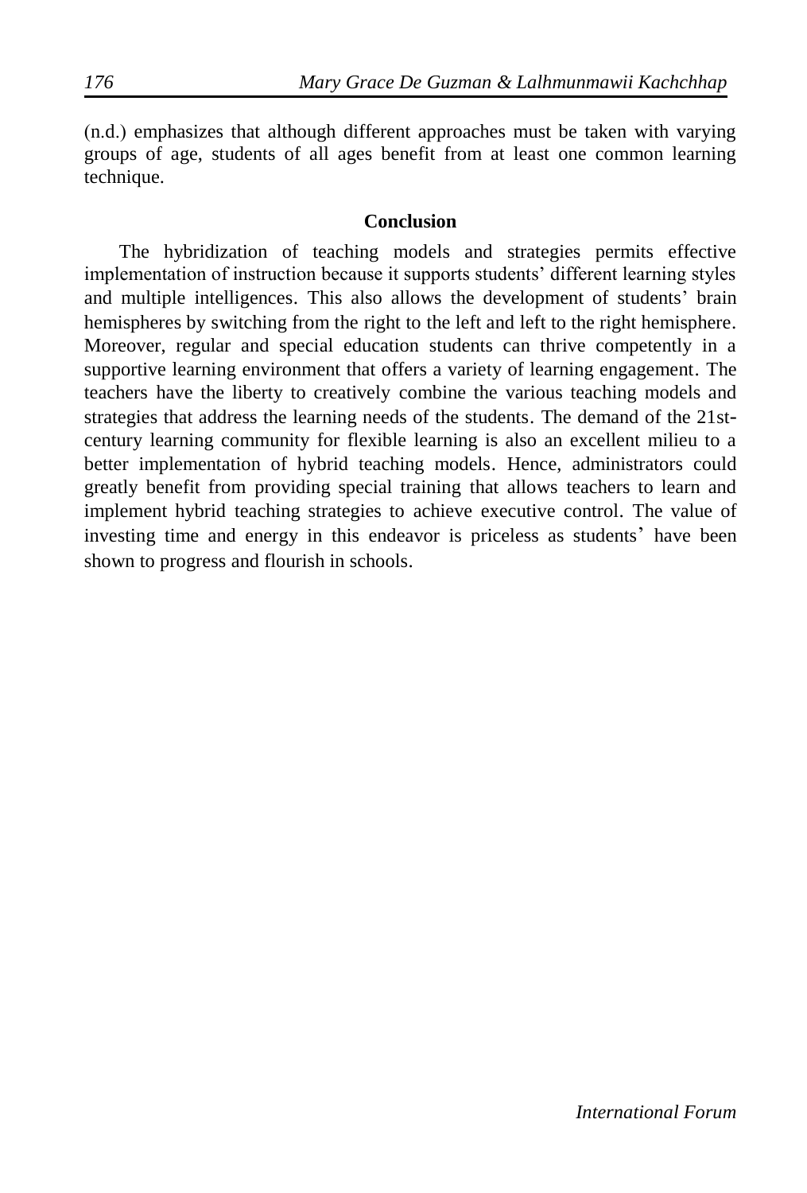(n.d.) emphasizes that although different approaches must be taken with varying groups of age, students of all ages benefit from at least one common learning technique.

## Conclusion

The hybridization of teaching models and strategies permits effective implementation of instruction because it supports students' different learning styles and multiple intelligences. This also allows the development of students' brain hemispheres by switching from the right to the left and left to the right hemisphere. Moreover, regular and special education students can thrive competently in a supportive learning environment that offers a variety of learning engagement. The teachers have the liberty to creatively combine the various teaching models and strategies that address the learning needs of the students. The demand of the 21st-century learning community for flexible learning is also an excellent milieu to a better implementation of hybrid teaching models. Hence, administrators could greatly benefit from providing special training that allows teachers to learn and implement hybrid teaching strategies to achieve executive control. The value of investing time and energy in this endeavor is priceless as students' have been shown to progress and flourish in schools.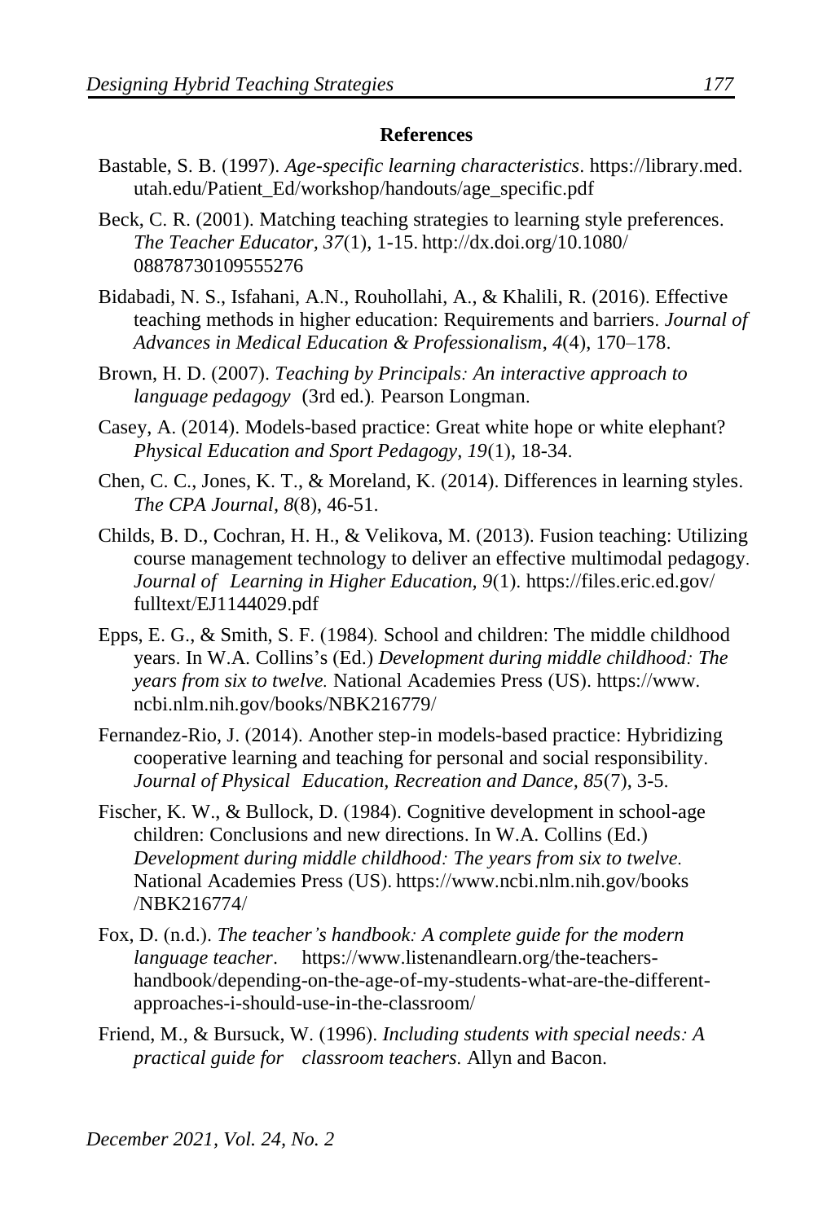**References**

Bastable, S. B. (1997). *Age-specific learning characteristics*. https://library.med.utah.edu/Patient_Ed/workshop/handouts/age_specific.pdf

Beck, C. R. (2001). Matching teaching strategies to learning style preferences. *The Teacher Educator, 37*(1), 1-15. http://dx.doi.org/10.1080/08878730109555276

Bidabadi, N. S., Isfahani, A.N., Rouhollahi, A., & Khalili, R. (2016). Effective teaching methods in higher education: Requirements and barriers. *Journal of Advances in Medical Education & Professionalism*, *4*(4), 170–178.

Brown, H. D. (2007). *Teaching by Principals: An interactive approach to language pedagogy* (3rd ed.). Pearson Longman.

Casey, A. (2014). Models-based practice: Great white hope or white elephant? *Physical Education and Sport Pedagogy, 19*(1), 18-34.

Chen, C. C., Jones, K. T., & Moreland, K. (2014). Differences in learning styles. *The CPA Journal, 8*(8), 46-51.

Childs, B. D., Cochran, H. H., & Velikova, M. (2013). Fusion teaching: Utilizing course management technology to deliver an effective multimodal pedagogy. *Journal of Learning in Higher Education, 9*(1). https://files.eric.ed.gov/fulltext/EJ1144029.pdf

Epps, E. G., & Smith, S. F. (1984). School and children: The middle childhood years. In W.A. Collins's (Ed.) *Development during middle childhood: The years from six to twelve.* National Academies Press (US). https://www.ncbi.nlm.nih.gov/books/NBK216779/

Fernandez-Rio, J. (2014). Another step-in models-based practice: Hybridizing cooperative learning and teaching for personal and social responsibility. *Journal of Physical Education, Recreation and Dance, 85*(7), 3-5.

Fischer, K. W., & Bullock, D. (1984). Cognitive development in school-age children: Conclusions and new directions. In W.A. Collins (Ed.) *Development during middle childhood: The years from six to twelve.* National Academies Press (US). https://www.ncbi.nlm.nih.gov/books/NBK216774/

Fox, D. (n.d.). *The teacher's handbook: A complete guide for the modern language teacher*. https://www.listenandlearn.org/the-teachers-handbook/depending-on-the-age-of-my-students-what-are-the-different-approaches-i-should-use-in-the-classroom/

Friend, M., & Bursuck, W. (1996). *Including students with special needs: A practical guide for classroom teachers.* Allyn and Bacon.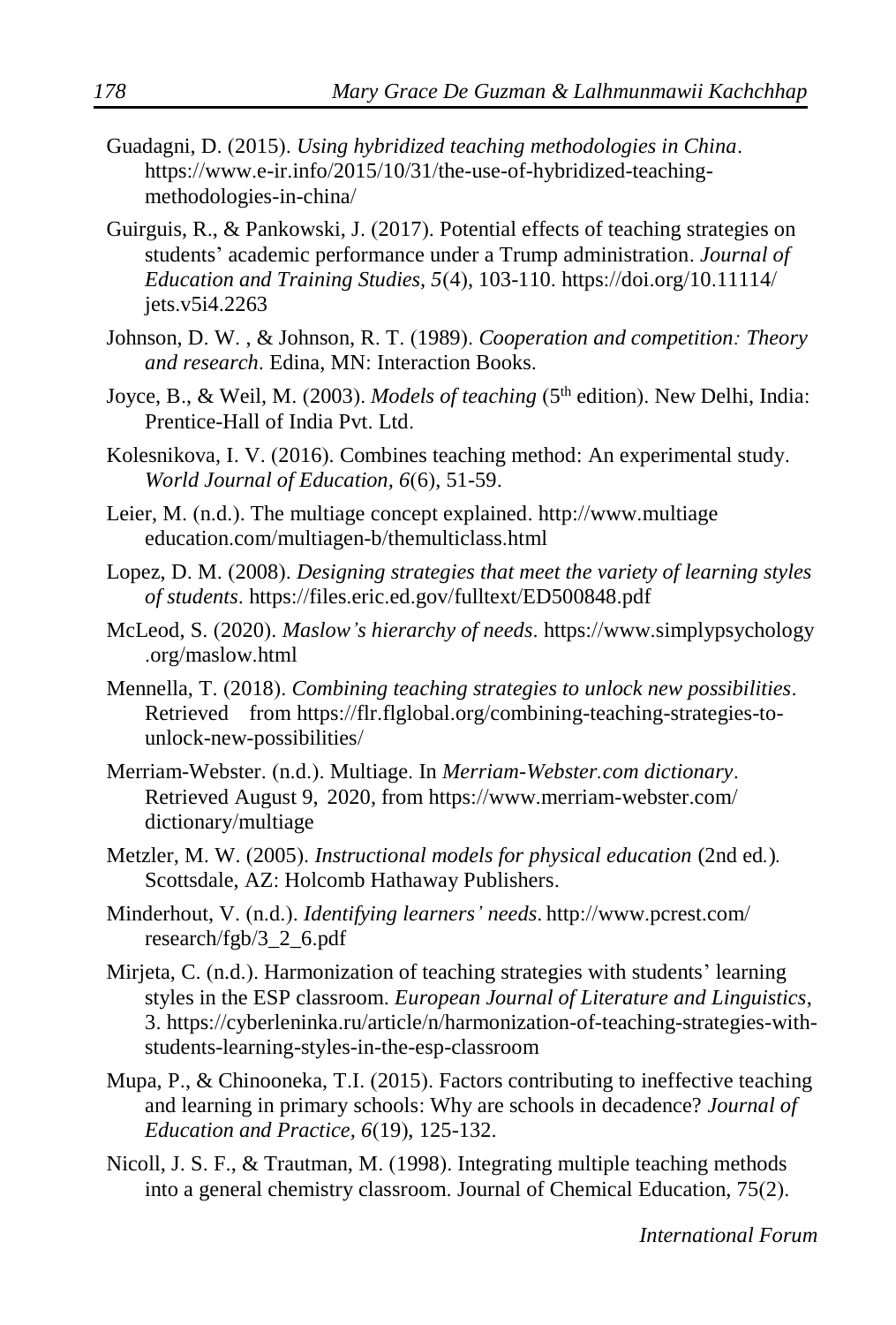Guadagni, D. (2015). *Using hybridized teaching methodologies in China*. https://www.e-ir.info/2015/10/31/the-use-of-hybridized-teaching-methodologies-in-china/

Guirguis, R., & Pankowski, J. (2017). Potential effects of teaching strategies on students' academic performance under a Trump administration. *Journal of Education and Training Studies, 5*(4), 103-110. https://doi.org/10.11114/jets.v5i4.2263

Johnson, D. W. , & Johnson, R. T. (1989). *Cooperation and competition: Theory and research*. Edina, MN: Interaction Books.

Joyce, B., & Weil, M. (2003). *Models of teaching* (5th edition). New Delhi, India: Prentice-Hall of India Pvt. Ltd.

Kolesnikova, I. V. (2016). Combines teaching method: An experimental study. *World Journal of Education, 6*(6), 51-59.

Leier, M. (n.d.). The multiage concept explained. http://www.multiage education.com/multiagen-b/themulticlass.html

Lopez, D. M. (2008). *Designing strategies that meet the variety of learning styles of students*. https://files.eric.ed.gov/fulltext/ED500848.pdf

McLeod, S. (2020). *Maslow's hierarchy of needs*. https://www.simplypsychology.org/maslow.html

Mennella, T. (2018). *Combining teaching strategies to unlock new possibilities*. Retrieved from https://flr.flglobal.org/combining-teaching-strategies-to-unlock-new-possibilities/

Merriam-Webster. (n.d.). Multiage. In *Merriam-Webster.com dictionary*. Retrieved August 9, 2020, from https://www.merriam-webster.com/dictionary/multiage

Metzler, M. W. (2005). *Instructional models for physical education* (2nd ed.). Scottsdale, AZ: Holcomb Hathaway Publishers.

Minderhout, V. (n.d.). *Identifying learners' needs*. http://www.pcrest.com/research/fgb/3_2_6.pdf

Mirjeta, C. (n.d.). Harmonization of teaching strategies with students' learning styles in the ESP classroom. *European Journal of Literature and Linguistics*, 3. https://cyberleninka.ru/article/n/harmonization-of-teaching-strategies-with-students-learning-styles-in-the-esp-classroom

Mupa, P., & Chinooneka, T.I. (2015). Factors contributing to ineffective teaching and learning in primary schools: Why are schools in decadence? *Journal of Education and Practice, 6*(19), 125-132.

Nicoll, J. S. F., & Trautman, M. (1998). Integrating multiple teaching methods into a general chemistry classroom. Journal of Chemical Education, 75(2).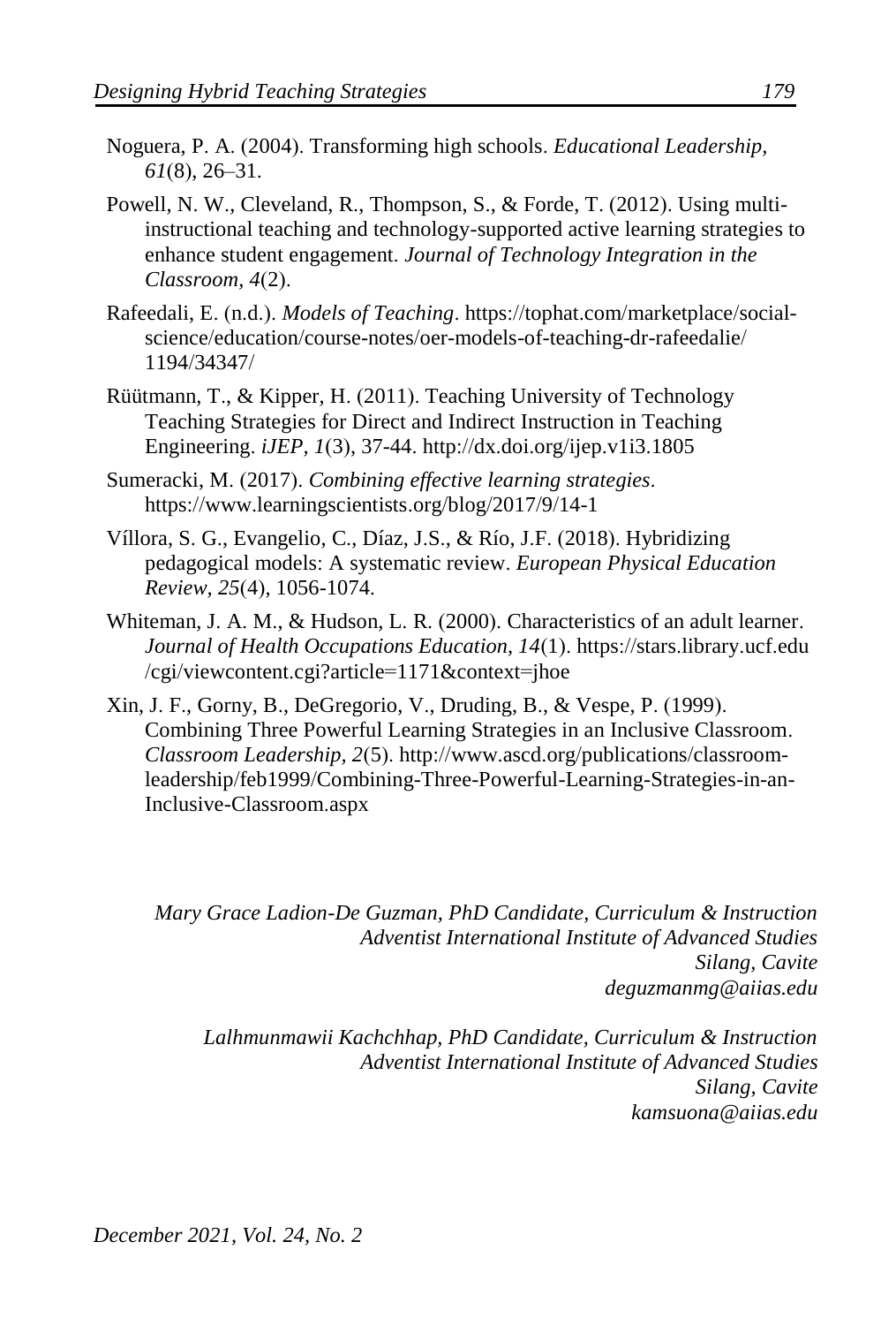Noguera, P. A. (2004). Transforming high schools. *Educational Leadership, 61*(8), 26–31.

Powell, N. W., Cleveland, R., Thompson, S., & Forde, T. (2012). Using multi-instructional teaching and technology-supported active learning strategies to enhance student engagement. *Journal of Technology Integration in the Classroom, 4*(2).

Rafeedali, E. (n.d.). *Models of Teaching*. https://tophat.com/marketplace/social-science/education/course-notes/oer-models-of-teaching-dr-rafeedalie/1194/34347/

Rüütmann, T., & Kipper, H. (2011). Teaching University of Technology Teaching Strategies for Direct and Indirect Instruction in Teaching Engineering. *iJEP, 1*(3), 37-44. http://dx.doi.org/ijep.v1i3.1805

Sumeracki, M. (2017). *Combining effective learning strategies*. https://www.learningscientists.org/blog/2017/9/14-1

Víllora, S. G., Evangelio, C., Díaz, J.S., & Río, J.F. (2018). Hybridizing pedagogical models: A systematic review. *European Physical Education Review, 25*(4), 1056-1074.

Whiteman, J. A. M., & Hudson, L. R. (2000). Characteristics of an adult learner. *Journal of Health Occupations Education, 14*(1). https://stars.library.ucf.edu/cgi/viewcontent.cgi?article=1171&context=jhoe

Xin, J. F., Gorny, B., DeGregorio, V., Druding, B., & Vespe, P. (1999). Combining Three Powerful Learning Strategies in an Inclusive Classroom. *Classroom Leadership, 2*(5). http://www.ascd.org/publications/classroom-leadership/feb1999/Combining-Three-Powerful-Learning-Strategies-in-an-Inclusive-Classroom.aspx

*Mary Grace Ladion-De Guzman, PhD Candidate, Curriculum & Instruction*
*Adventist International Institute of Advanced Studies*
*Silang, Cavite*
*deguzmanmg@aiias.edu*

*Lalhmunmawii Kachchhap, PhD Candidate, Curriculum & Instruction*
*Adventist International Institute of Advanced Studies*
*Silang, Cavite*
*kamsuona@aiias.edu*